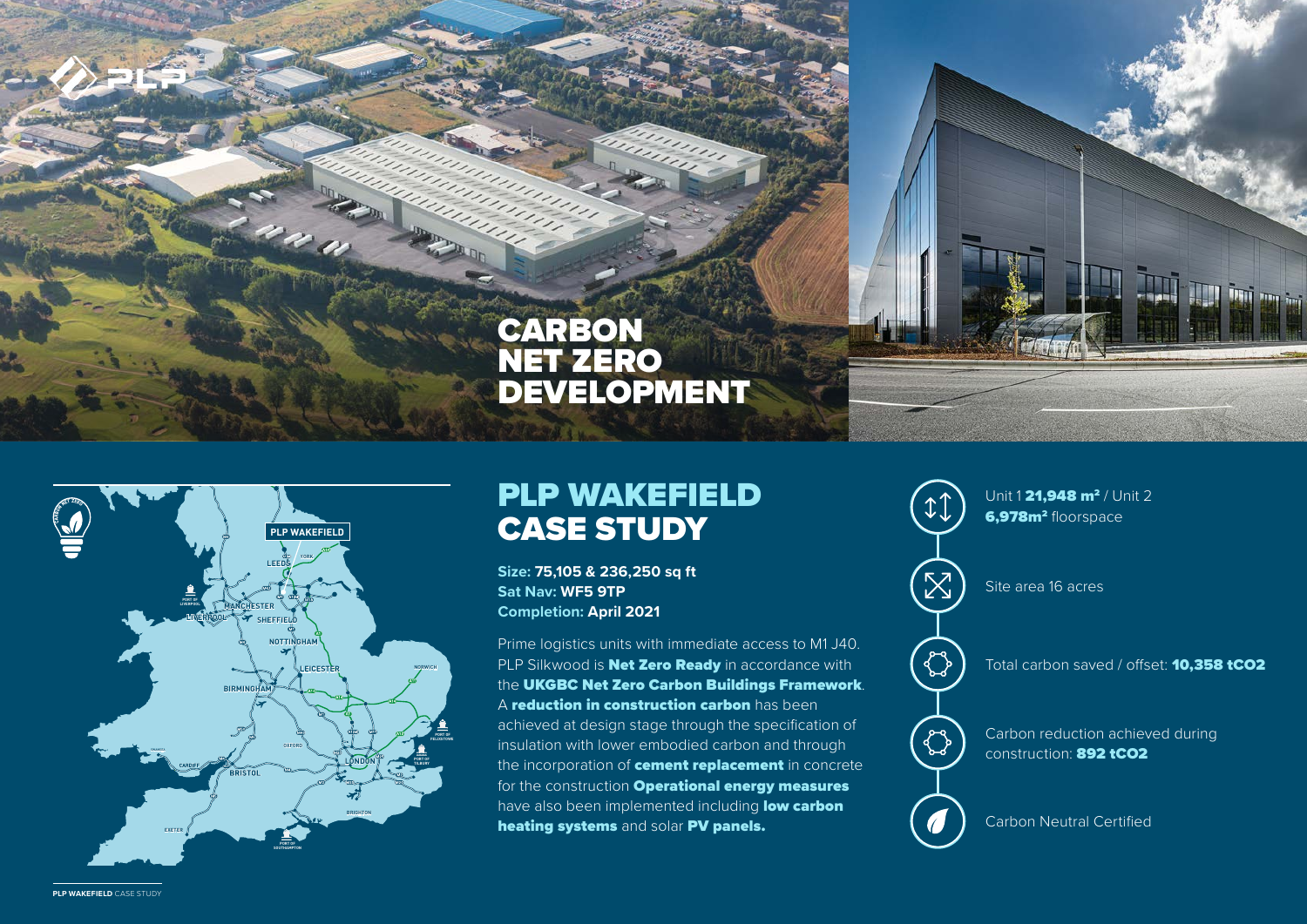# CARBON NET ZERO DEVELOPMENT

## PLP WAKEFIELD CASE STUDY

**Size: 75,105 & 236,250 sq ft**
**Sat Nav: WF5 9TP**
**Completion: April 2021**

Prime logistics units with immediate access to M1 J40. PLP Silkwood is **Net Zero Ready** in accordance with the **UKGBC Net Zero Carbon Buildings Framework**. A **reduction in construction carbon** has been achieved at design stage through the specification of insulation with lower embodied carbon and through the incorporation of **cement replacement** in concrete for the construction **Operational energy measures** have also been implemented including **low carbon heating systems** and solar **PV panels.**

- Unit 1 **21,948 m²** / Unit 2 **6,978m²** floorspace
- Site area 16 acres
- Total carbon saved / offset: **10,358 $tCO_2$**
- Carbon reduction achieved during construction: **892 $tCO_2$**
- Carbon Neutral Certified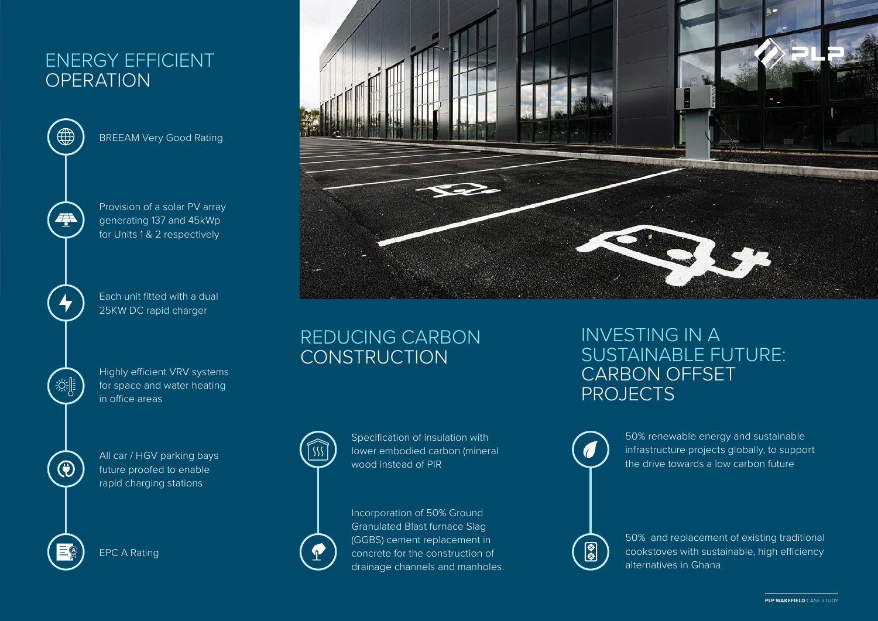# ENERGY EFFICIENT OPERATION

- BREEAM Very Good Rating
- Provision of a solar PV array generating 137 and 45kWp for Units 1 & 2 respectively
- Each unit fitted with a dual 25KW DC rapid charger
- Highly efficient VRV systems for space and water heating in office areas
- All car / HGV parking bays future proofed to enable rapid charging stations
- EPC A Rating

# REDUCING CARBON CONSTRUCTION

- Specification of insulation with lower embodied carbon (mineral wood instead of PIR
- Incorporation of 50% Ground Granulated Blast furnace Slag (GGBS) cement replacement in concrete for the construction of drainage channels and manholes.

# INVESTING IN A SUSTAINABLE FUTURE: CARBON OFFSET PROJECTS

- 50% renewable energy and sustainable infrastructure projects globally, to support the drive towards a low carbon future
- 50% and replacement of existing traditional cookstoves with sustainable, high efficiency alternatives in Ghana.